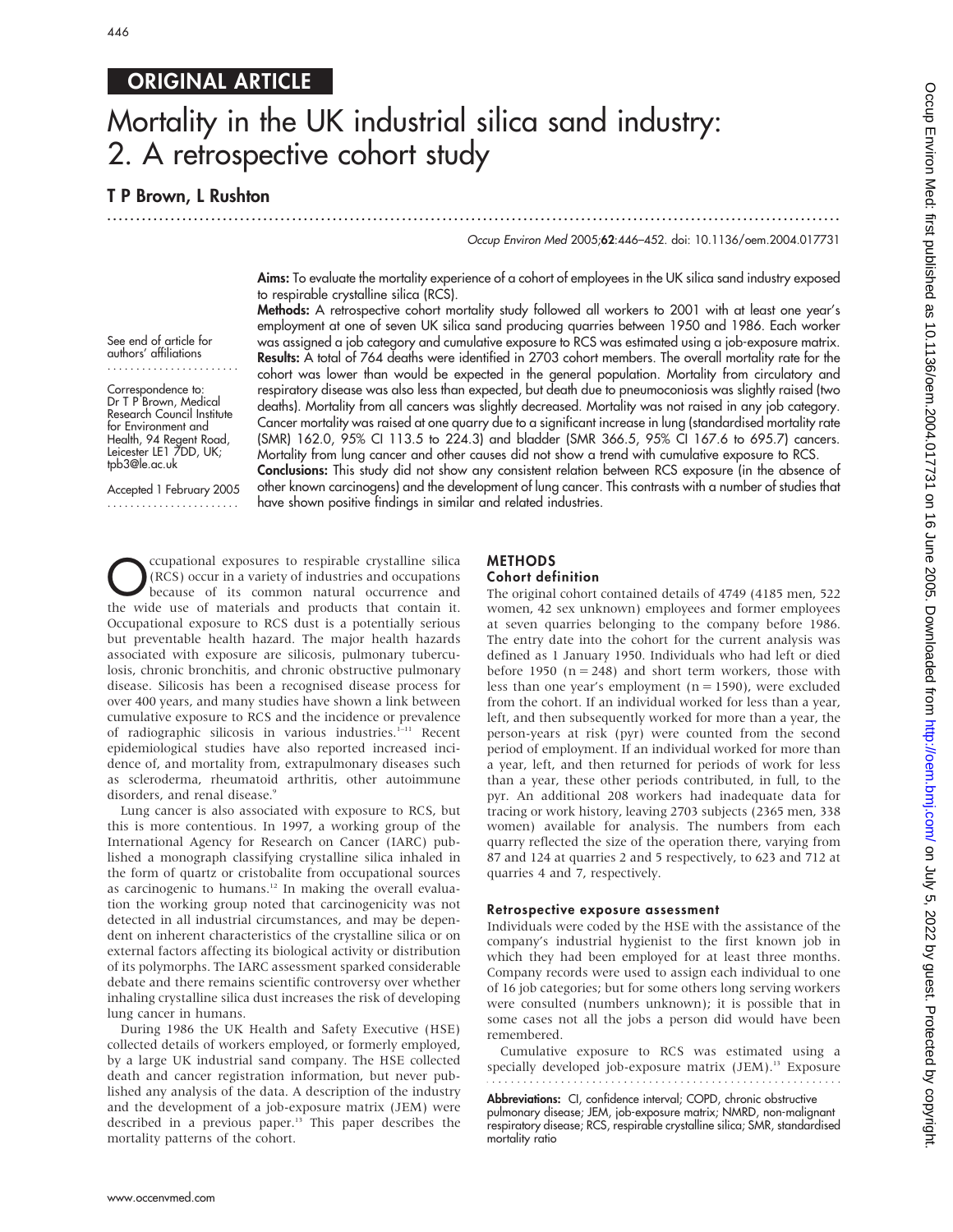ORIGINAL ARTICLE

# Mortality in the UK industrial silica sand industry: 2. A retrospective cohort study

**T P Brown, L Rushton**

*Occup Environ Med* 2005;**62**:446–452. doi: 10.1136/oem.2004.017731

See end of article for authors' affiliations

Correspondence to: Dr T P Brown, Medical Research Council Institute for Environment and Health, 94 Regent Road, Leicester LE1 7DD, UK; tpb3@le.ac.uk

Accepted 1 February 2005

**Aims:** To evaluate the mortality experience of a cohort of employees in the UK silica sand industry exposed to respirable crystalline silica (RCS).

**Methods:** A retrospective cohort mortality study followed all workers to 2001 with at least one year's employment at one of seven UK silica sand producing quarries between 1950 and 1986. Each worker was assigned a job category and cumulative exposure to RCS was estimated using a job-exposure matrix.

**Results:** A total of 764 deaths were identified in 2703 cohort members. The overall mortality rate for the cohort was lower than would be expected in the general population. Mortality from circulatory and respiratory disease was also less than expected, but death due to pneumoconiosis was slightly raised (two deaths). Mortality from all cancers was slightly decreased. Mortality was not raised in any job category. Cancer mortality was raised at one quarry due to a significant increase in lung (standardised mortality rate (SMR) 162.0, 95% CI 113.5 to 224.3) and bladder (SMR 366.5, 95% CI 167.6 to 695.7) cancers. Mortality from lung cancer and other causes did not show a trend with cumulative exposure to RCS.

**Conclusions:** This study did not show any consistent relation between RCS exposure (in the absence of other known carcinogens) and the development of lung cancer. This contrasts with a number of studies that have shown positive findings in similar and related industries.

Occupational exposures to respirable crystalline silica (RCS) occur in a variety of industries and occupations because of its common natural occurrence and the wide use of materials and products that contain it. Occupational exposure to RCS dust is a potentially serious but preventable health hazard. The major health hazards associated with exposure are silicosis, pulmonary tuberculosis, chronic bronchitis, and chronic obstructive pulmonary disease. Silicosis has been a recognised disease process for over 400 years, and many studies have shown a link between cumulative exposure to RCS and the incidence or prevalence of radiographic silicosis in various industries.[1–11] Recent epidemiological studies have also reported increased incidence of, and mortality from, extrapulmonary diseases such as scleroderma, rheumatoid arthritis, other autoimmune disorders, and renal disease.[9]

Lung cancer is also associated with exposure to RCS, but this is more contentious. In 1997, a working group of the International Agency for Research on Cancer (IARC) published a monograph classifying crystalline silica inhaled in the form of quartz or cristobalite from occupational sources as carcinogenic to humans.[12] In making the overall evaluation the working group noted that carcinogenicity was not detected in all industrial circumstances, and may be dependent on inherent characteristics of the crystalline silica or on external factors affecting its biological activity or distribution of its polymorphs. The IARC assessment sparked considerable debate and there remains scientific controversy over whether inhaling crystalline silica dust increases the risk of developing lung cancer in humans.

During 1986 the UK Health and Safety Executive (HSE) collected details of workers employed, or formerly employed, by a large UK industrial sand company. The HSE collected death and cancer registration information, but never published any analysis of the data. A description of the industry and the development of a job-exposure matrix (JEM) were described in a previous paper.[13] This paper describes the mortality patterns of the cohort.

## METHODS

### Cohort definition

The original cohort contained details of 4749 (4185 men, 522 women, 42 sex unknown) employees and former employees at seven quarries belonging to the company before 1986. The entry date into the cohort for the current analysis was defined as 1 January 1950. Individuals who had left or died before 1950 (n = 248) and short term workers, those with less than one year's employment (n = 1590), were excluded from the cohort. If an individual worked for less than a year, left, and then subsequently worked for more than a year, the person-years at risk (pyr) were counted from the second period of employment. If an individual worked for more than a year, left, and then returned for periods of work for less than a year, these other periods contributed, in full, to the pyr. An additional 208 workers had inadequate data for tracing or work history, leaving 2703 subjects (2365 men, 338 women) available for analysis. The numbers from each quarry reflected the size of the operation there, varying from 87 and 124 at quarries 2 and 5 respectively, to 623 and 712 at quarries 4 and 7, respectively.

### Retrospective exposure assessment

Individuals were coded by the HSE with the assistance of the company's industrial hygienist to the first known job in which they had been employed for at least three months. Company records were used to assign each individual to one of 16 job categories; but for some others long serving workers were consulted (numbers unknown); it is possible that in some cases not all the jobs a person did would have been remembered.

Cumulative exposure to RCS was estimated using a specially developed job-exposure matrix (JEM).[13] Exposure

**Abbreviations:** CI, confidence interval; COPD, chronic obstructive pulmonary disease; JEM, job-exposure matrix; NMRD, non-malignant respiratory disease; RCS, respirable crystalline silica; SMR, standardised mortality ratio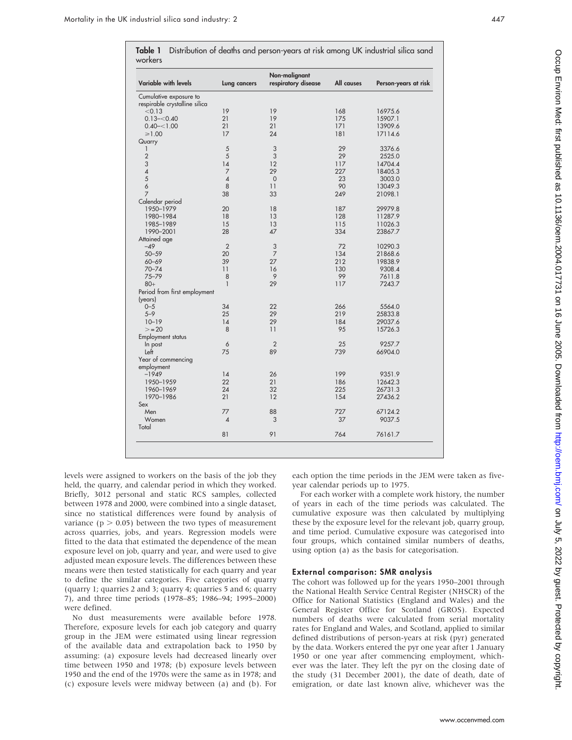**Table 1** Distribution of deaths and person-years at risk among UK industrial silica sand workers

| Variable with levels | Lung cancers | Non-malignant respiratory disease | All causes | Person-years at risk |
|---|---|---|---|---|
| Cumulative exposure to respirable crystalline silica | | | | |
| <0.13 | 19 | 19 | 168 | 16975.6 |
| 0.13–<0.40 | 21 | 19 | 175 | 15907.1 |
| 0.40–<1.00 | 21 | 21 | 171 | 13909.6 |
| ≥1.00 | 17 | 24 | 181 | 17114.6 |
| Quarry | | | | |
| 1 | 5 | 3 | 29 | 3376.6 |
| 2 | 5 | 3 | 29 | 2525.0 |
| 3 | 14 | 12 | 117 | 14704.4 |
| 4 | 7 | 29 | 227 | 18405.3 |
| 5 | 4 | 0 | 23 | 3003.0 |
| 6 | 8 | 11 | 90 | 13049.3 |
| 7 | 38 | 33 | 249 | 21098.1 |
| Calendar period | | | | |
| 1950–1979 | 20 | 18 | 187 | 29979.8 |
| 1980–1984 | 18 | 13 | 128 | 11287.9 |
| 1985–1989 | 15 | 13 | 115 | 11026.3 |
| 1990–2001 | 28 | 47 | 334 | 23867.7 |
| Attained age | | | | |
| –49 | 2 | 3 | 72 | 10290.3 |
| 50–59 | 20 | 7 | 134 | 21868.6 |
| 60–69 | 39 | 27 | 212 | 19838.9 |
| 70–74 | 11 | 16 | 130 | 9308.4 |
| 75–79 | 8 | 9 | 99 | 7611.8 |
| 80+ | 1 | 29 | 117 | 7243.7 |
| Period from first employment (years) | | | | |
| 0–5 | 34 | 22 | 266 | 5564.0 |
| 5–9 | 25 | 29 | 219 | 25833.8 |
| 10–19 | 14 | 29 | 184 | 29037.6 |
| >=20 | 8 | 11 | 95 | 15726.3 |
| Employment status | | | | |
| In post | 6 | 2 | 25 | 9257.7 |
| Left | 75 | 89 | 739 | 66904.0 |
| Year of commencing employment | | | | |
| –1949 | 14 | 26 | 199 | 9351.9 |
| 1950–1959 | 22 | 21 | 186 | 12642.3 |
| 1960–1969 | 24 | 32 | 225 | 26731.3 |
| 1970–1986 | 21 | 12 | 154 | 27436.2 |
| Sex | | | | |
| Men | 77 | 88 | 727 | 67124.2 |
| Women | 4 | 3 | 37 | 9037.5 |
| Total | 81 | 91 | 764 | 76161.7 |

levels were assigned to workers on the basis of the job they held, the quarry, and calendar period in which they worked. Briefly, 3012 personal and static RCS samples, collected between 1978 and 2000, were combined into a single dataset, since no statistical differences were found by analysis of variance ($p > 0.05$) between the two types of measurement across quarries, jobs, and years. Regression models were fitted to the data that estimated the dependence of the mean exposure level on job, quarry and year, and were used to give adjusted mean exposure levels. The differences between these means were then tested statistically for each quarry and year to define the similar categories. Five categories of quarry (quarry 1; quarries 2 and 3; quarry 4; quarries 5 and 6; quarry 7), and three time periods (1978–85; 1986–94; 1995–2000) were defined.

No dust measurements were available before 1978. Therefore, exposure levels for each job category and quarry group in the JEM were estimated using linear regression of the available data and extrapolation back to 1950 by assuming: (a) exposure levels had decreased linearly over time between 1950 and 1978; (b) exposure levels between 1950 and the end of the 1970s were the same as in 1978; and (c) exposure levels were midway between (a) and (b). For each option the time periods in the JEM were taken as five-year calendar periods up to 1975.

For each worker with a complete work history, the number of years in each of the time periods was calculated. The cumulative exposure was then calculated by multiplying these by the exposure level for the relevant job, quarry group, and time period. Cumulative exposure was categorised into four groups, which contained similar numbers of deaths, using option (a) as the basis for categorisation.

### External comparison: SMR analysis

The cohort was followed up for the years 1950–2001 through the National Health Service Central Register (NHSCR) of the Office for National Statistics (England and Wales) and the General Register Office for Scotland (GROS). Expected numbers of deaths were calculated from serial mortality rates for England and Wales, and Scotland, applied to similar defined distributions of person-years at risk (pyr) generated by the data. Workers entered the pyr one year after 1 January 1950 or one year after commencing employment, whichever was the later. They left the pyr on the closing date of the study (31 December 2001), the date of death, date of emigration, or date last known alive, whichever was the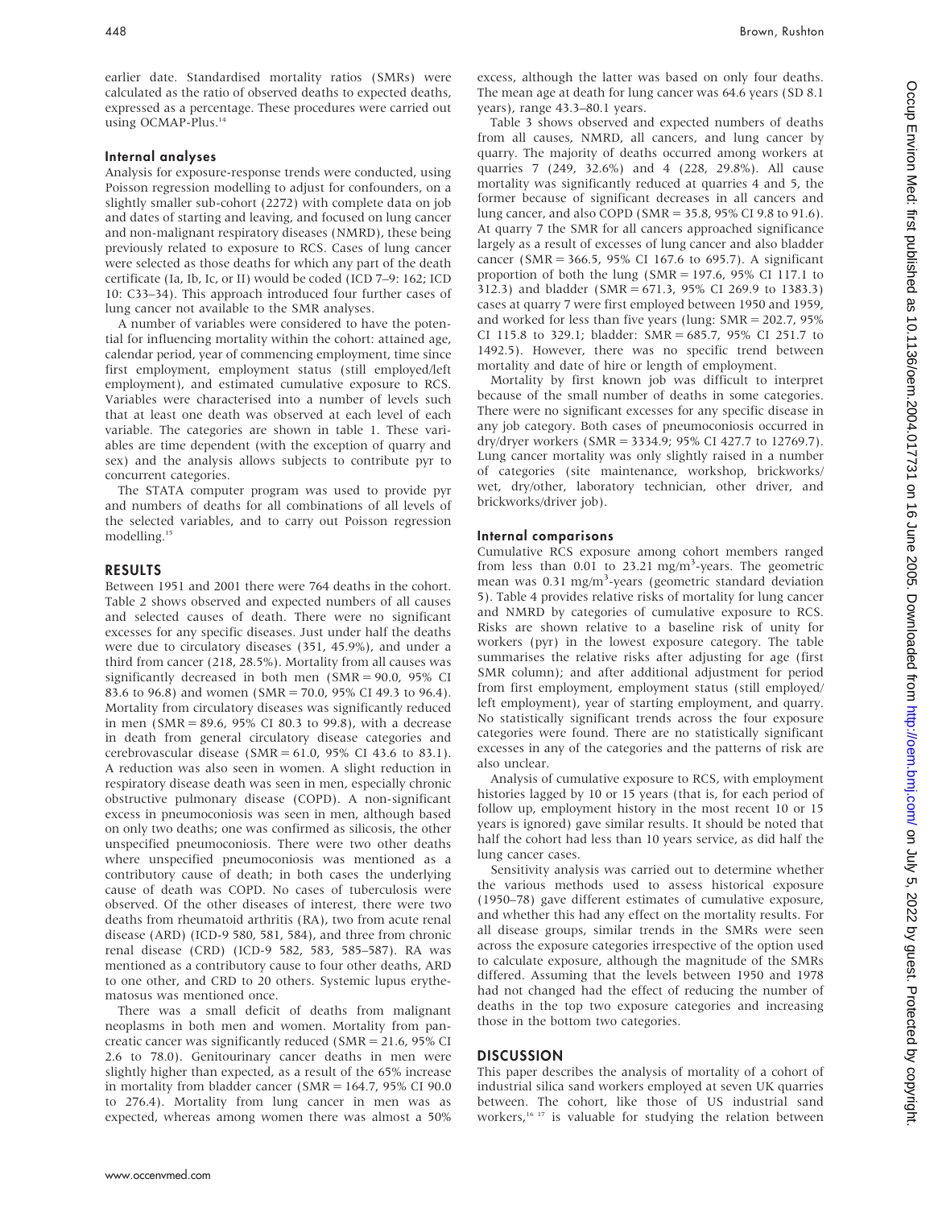earlier date. Standardised mortality ratios (SMRs) were calculated as the ratio of observed deaths to expected deaths, expressed as a percentage. These procedures were carried out using OCMAP-Plus.[14]

### Internal analyses

Analysis for exposure-response trends were conducted, using Poisson regression modelling to adjust for confounders, on a slightly smaller sub-cohort (2272) with complete data on job and dates of starting and leaving, and focused on lung cancer and non-malignant respiratory diseases (NMRD), these being previously related to exposure to RCS. Cases of lung cancer were selected as those deaths for which any part of the death certificate (Ia, Ib, Ic, or II) would be coded (ICD 7–9: 162; ICD 10: C33–34). This approach introduced four further cases of lung cancer not available to the SMR analyses.

A number of variables were considered to have the potential for influencing mortality within the cohort: attained age, calendar period, year of commencing employment, time since first employment, employment status (still employed/left employment), and estimated cumulative exposure to RCS. Variables were characterised into a number of levels such that at least one death was observed at each level of each variable. The categories are shown in table 1. These variables are time dependent (with the exception of quarry and sex) and the analysis allows subjects to contribute pyr to concurrent categories.

The STATA computer program was used to provide pyr and numbers of deaths for all combinations of all levels of the selected variables, and to carry out Poisson regression modelling.[15]

## RESULTS

Between 1951 and 2001 there were 764 deaths in the cohort. Table 2 shows observed and expected numbers of all causes and selected causes of death. There were no significant excesses for any specific diseases. Just under half the deaths were due to circulatory diseases (351, 45.9%), and under a third from cancer (218, 28.5%). Mortality from all causes was significantly decreased in both men (SMR = 90.0, 95% CI 83.6 to 96.8) and women (SMR = 70.0, 95% CI 49.3 to 96.4). Mortality from circulatory diseases was significantly reduced in men (SMR = 89.6, 95% CI 80.3 to 99.8), with a decrease in death from general circulatory disease categories and cerebrovascular disease (SMR = 61.0, 95% CI 43.6 to 83.1). A reduction was also seen in women. A slight reduction in respiratory disease death was seen in men, especially chronic obstructive pulmonary disease (COPD). A non-significant excess in pneumoconiosis was seen in men, although based on only two deaths; one was confirmed as silicosis, the other unspecified pneumoconiosis. There were two other deaths where unspecified pneumoconiosis was mentioned as a contributory cause of death; in both cases the underlying cause of death was COPD. No cases of tuberculosis were observed. Of the other diseases of interest, there were two deaths from rheumatoid arthritis (RA), two from acute renal disease (ARD) (ICD-9 580, 581, 584), and three from chronic renal disease (CRD) (ICD-9 582, 583, 585–587). RA was mentioned as a contributory cause to four other deaths, ARD to one other, and CRD to 20 others. Systemic lupus erythematosus was mentioned once.

There was a small deficit of deaths from malignant neoplasms in both men and women. Mortality from pancreatic cancer was significantly reduced (SMR = 21.6, 95% CI 2.6 to 78.0). Genitourinary cancer deaths in men were slightly higher than expected, as a result of the 65% increase in mortality from bladder cancer (SMR = 164.7, 95% CI 90.0 to 276.4). Mortality from lung cancer in men was as expected, whereas among women there was almost a 50% excess, although the latter was based on only four deaths. The mean age at death for lung cancer was 64.6 years (SD 8.1 years), range 43.3–80.1 years.

Table 3 shows observed and expected numbers of deaths from all causes, NMRD, all cancers, and lung cancer by quarry. The majority of deaths occurred among workers at quarries 7 (249, 32.6%) and 4 (228, 29.8%). All cause mortality was significantly reduced at quarries 4 and 5, the former because of significant decreases in all cancers and lung cancer, and also COPD (SMR = 35.8, 95% CI 9.8 to 91.6). At quarry 7 the SMR for all cancers approached significance largely as a result of excesses of lung cancer and also bladder cancer (SMR = 366.5, 95% CI 167.6 to 695.7). A significant proportion of both the lung (SMR = 197.6, 95% CI 117.1 to 312.3) and bladder (SMR = 671.3, 95% CI 269.9 to 1383.3) cases at quarry 7 were first employed between 1950 and 1959, and worked for less than five years (lung: SMR = 202.7, 95% CI 115.8 to 329.1; bladder: SMR = 685.7, 95% CI 251.7 to 1492.5). However, there was no specific trend between mortality and date of hire or length of employment.

Mortality by first known job was difficult to interpret because of the small number of deaths in some categories. There were no significant excesses for any specific disease in any job category. Both cases of pneumoconiosis occurred in dry/dryer workers (SMR = 3334.9; 95% CI 427.7 to 12769.7). Lung cancer mortality was only slightly raised in a number of categories (site maintenance, workshop, brickworks/wet, dry/other, laboratory technician, other driver, and brickworks/driver job).

### Internal comparisons

Cumulative RCS exposure among cohort members ranged from less than 0.01 to 23.21 mg/m$^3$-years. The geometric mean was 0.31 mg/m$^3$-years (geometric standard deviation 5). Table 4 provides relative risks of mortality for lung cancer and NMRD by categories of cumulative exposure to RCS. Risks are shown relative to a baseline risk of unity for workers (pyr) in the lowest exposure category. The table summarises the relative risks after adjusting for age (first SMR column); and after additional adjustment for period from first employment, employment status (still employed/left employment), year of starting employment, and quarry. No statistically significant trends across the four exposure categories were found. There are no statistically significant excesses in any of the categories and the patterns of risk are also unclear.

Analysis of cumulative exposure to RCS, with employment histories lagged by 10 or 15 years (that is, for each period of follow up, employment history in the most recent 10 or 15 years is ignored) gave similar results. It should be noted that half the cohort had less than 10 years service, as did half the lung cancer cases.

Sensitivity analysis was carried out to determine whether the various methods used to assess historical exposure (1950–78) gave different estimates of cumulative exposure, and whether this had any effect on the mortality results. For all disease groups, similar trends in the SMRs were seen across the exposure categories irrespective of the option used to calculate exposure, although the magnitude of the SMRs differed. Assuming that the levels between 1950 and 1978 had not changed had the effect of reducing the number of deaths in the top two exposure categories and increasing those in the bottom two categories.

## DISCUSSION

This paper describes the analysis of mortality of a cohort of industrial silica sand workers employed at seven UK quarries between. The cohort, like those of US industrial sand workers,[16,17] is valuable for studying the relation between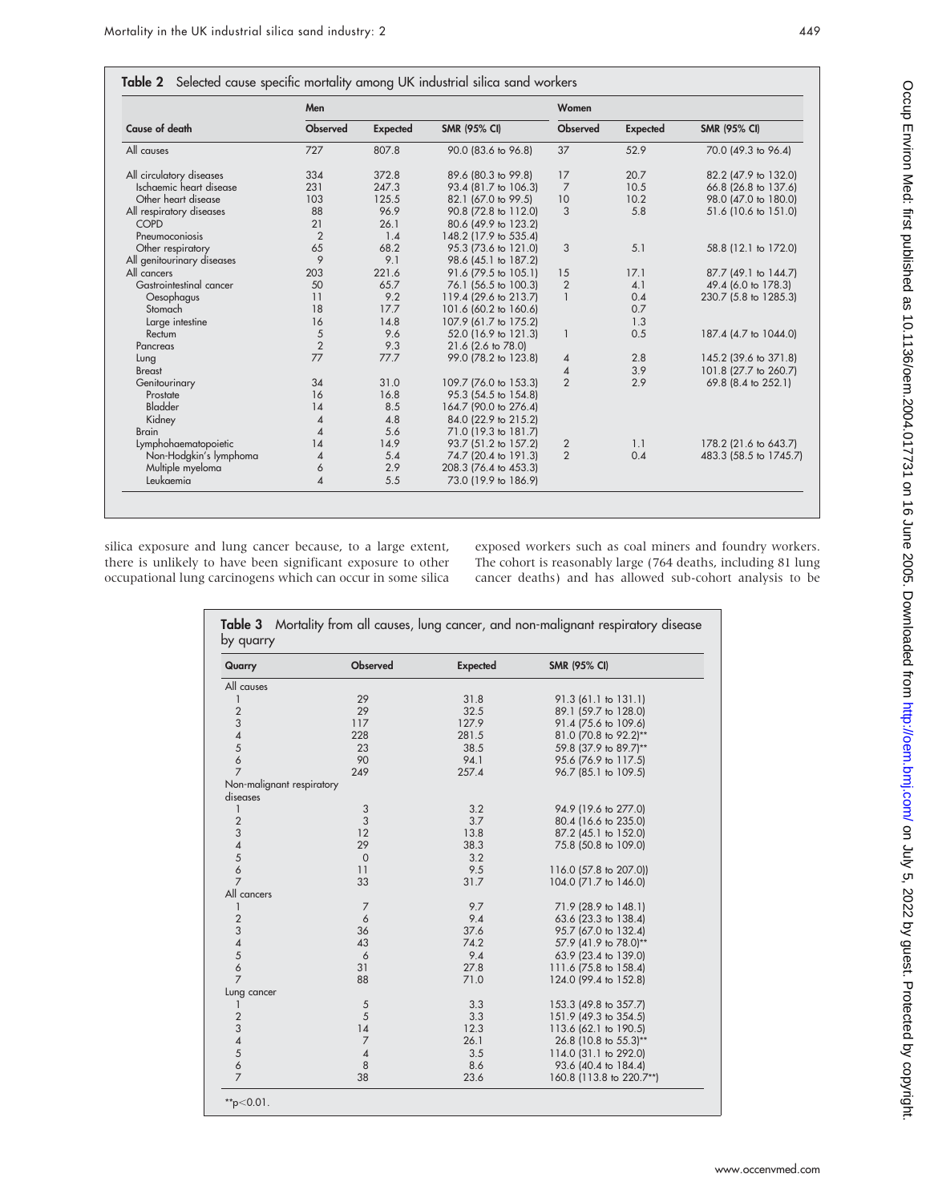**Table 2** Selected cause specific mortality among UK industrial silica sand workers

| Cause of death | Men | | | Women | | |
|---|---|---|---|---|---|---|
| | Observed | Expected | SMR (95% CI) | Observed | Expected | SMR (95% CI) |
| All causes | 727 | 807.8 | 90.0 (83.6 to 96.8) | 37 | 52.9 | 70.0 (49.3 to 96.4) |
| All circulatory diseases | 334 | 372.8 | 89.6 (80.3 to 99.8) | 17 | 20.7 | 82.2 (47.9 to 132.0) |
| Ischaemic heart disease | 231 | 247.3 | 93.4 (81.7 to 106.3) | 7 | 10.5 | 66.8 (26.8 to 137.6) |
| Other heart disease | 103 | 125.5 | 82.1 (67.0 to 99.5) | 10 | 10.2 | 98.0 (47.0 to 180.0) |
| All respiratory diseases | 88 | 96.9 | 90.8 (72.8 to 112.0) | 3 | 5.8 | 51.6 (10.6 to 151.0) |
| COPD | 21 | 26.1 | 80.6 (49.9 to 123.2) | | | |
| Pneumoconiosis | 2 | 1.4 | 148.2 (17.9 to 535.4) | | | |
| Other respiratory | 65 | 68.2 | 95.3 (73.6 to 121.0) | 3 | 5.1 | 58.8 (12.1 to 172.0) |
| All genitourinary diseases | 9 | 9.1 | 98.6 (45.1 to 187.2) | | | |
| All cancers | 203 | 221.6 | 91.6 (79.5 to 105.1) | 15 | 17.1 | 87.7 (49.1 to 144.7) |
| Gastrointestinal cancer | 50 | 65.7 | 76.1 (56.5 to 100.3) | 2 | 4.1 | 49.4 (6.0 to 178.3) |
| Oesophagus | 11 | 9.2 | 119.4 (29.6 to 213.7) | 1 | 0.4 | 230.7 (5.8 to 1285.3) |
| Stomach | 18 | 17.7 | 101.6 (60.2 to 160.6) | | 0.7 | |
| Large intestine | 16 | 14.8 | 107.9 (61.7 to 175.2) | | 1.3 | |
| Rectum | 5 | 9.6 | 52.0 (16.9 to 121.3) | 1 | 0.5 | 187.4 (4.7 to 1044.0) |
| Pancreas | 2 | 9.3 | 21.6 (2.6 to 78.0) | | | |
| Lung | 77 | 77.7 | 99.0 (78.2 to 123.8) | 4 | 2.8 | 145.2 (39.6 to 371.8) |
| Breast | | | | 4 | 3.9 | 101.8 (27.7 to 260.7) |
| Genitourinary | 34 | 31.0 | 109.7 (76.0 to 153.3) | 2 | 2.9 | 69.8 (8.4 to 252.1) |
| Prostate | 16 | 16.8 | 95.3 (54.5 to 154.8) | | | |
| Bladder | 14 | 8.5 | 164.7 (90.0 to 276.4) | | | |
| Kidney | 4 | 4.8 | 84.0 (22.9 to 215.2) | | | |
| Brain | 4 | 5.6 | 71.0 (19.3 to 181.7) | | | |
| Lymphohaematopoietic | 14 | 14.9 | 93.7 (51.2 to 157.2) | 2 | 1.1 | 178.2 (21.6 to 643.7) |
| Non-Hodgkin's lymphoma | 4 | 5.4 | 74.7 (20.4 to 191.3) | 2 | 0.4 | 483.3 (58.5 to 1745.7) |
| Multiple myeloma | 6 | 2.9 | 208.3 (76.4 to 453.3) | | | |
| Leukaemia | 4 | 5.5 | 73.0 (19.9 to 186.9) | | | |

silica exposure and lung cancer because, to a large extent, there is unlikely to have been significant exposure to other occupational lung carcinogens which can occur in some silica exposed workers such as coal miners and foundry workers. The cohort is reasonably large (764 deaths, including 81 lung cancer deaths) and has allowed sub-cohort analysis to be

**Table 3** Mortality from all causes, lung cancer, and non-malignant respiratory disease by quarry

| Quarry | Observed | Expected | SMR (95% CI) |
|---|---|---|---|
| All causes | | | |
| 1 | 29 | 31.8 | 91.3 (61.1 to 131.1) |
| 2 | 29 | 32.5 | 89.1 (59.7 to 128.0) |
| 3 | 117 | 127.9 | 91.4 (75.6 to 109.6) |
| 4 | 228 | 281.5 | 81.0 (70.8 to 92.2)** |
| 5 | 23 | 38.5 | 59.8 (37.9 to 89.7)** |
| 6 | 90 | 94.1 | 95.6 (76.9 to 117.5) |
| 7 | 249 | 257.4 | 96.7 (85.1 to 109.5) |
| Non-malignant respiratory diseases | | | |
| 1 | 3 | 3.2 | 94.9 (19.6 to 277.0) |
| 2 | 3 | 3.7 | 80.4 (16.6 to 235.0) |
| 3 | 12 | 13.8 | 87.2 (45.1 to 152.0) |
| 4 | 29 | 38.3 | 75.8 (50.8 to 109.0) |
| 5 | 0 | 3.2 | |
| 6 | 11 | 9.5 | 116.0 (57.8 to 207.0)) |
| 7 | 33 | 31.7 | 104.0 (71.7 to 146.0) |
| All cancers | | | |
| 1 | 7 | 9.7 | 71.9 (28.9 to 148.1) |
| 2 | 6 | 9.4 | 63.6 (23.3 to 138.4) |
| 3 | 36 | 37.6 | 95.7 (67.0 to 132.4) |
| 4 | 43 | 74.2 | 57.9 (41.9 to 78.0)** |
| 5 | 6 | 9.4 | 63.9 (23.4 to 139.0) |
| 6 | 31 | 27.8 | 111.6 (75.8 to 158.4) |
| 7 | 88 | 71.0 | 124.0 (99.4 to 152.8) |
| Lung cancer | | | |
| 1 | 5 | 3.3 | 153.3 (49.8 to 357.7) |
| 2 | 5 | 3.3 | 151.9 (49.3 to 354.5) |
| 3 | 14 | 12.3 | 113.6 (62.1 to 190.5) |
| 4 | 7 | 26.1 | 26.8 (10.8 to 55.3)** |
| 5 | 4 | 3.5 | 114.0 (31.1 to 292.0) |
| 6 | 8 | 8.6 | 93.6 (40.4 to 184.4) |
| 7 | 38 | 23.6 | 160.8 (113.8 to 220.7**) |

**$p<0.01$.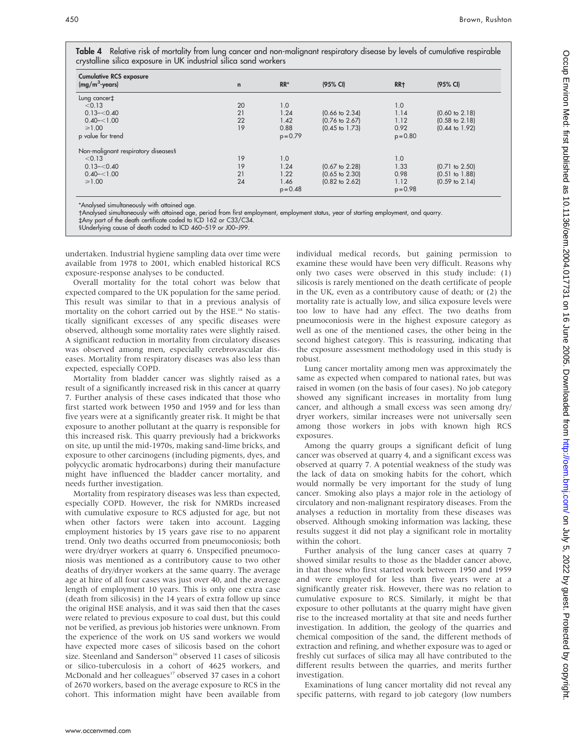**Table 4** Relative risk of mortality from lung cancer and non-malignant respiratory disease by levels of cumulative respirable crystalline silica exposure in UK industrial silica sand workers

| Cumulative RCS exposure ($mg/m^3$-years) | n | RR* | (95% CI) | RR† | (95% CI) |
|---|---|---|---|---|---|
| Lung cancer‡ | | | | | |
| <0.13 | 20 | 1.0 | | 1.0 | |
| 0.13–<0.40 | 21 | 1.24 | (0.66 to 2.34) | 1.14 | (0.60 to 2.18) |
| 0.40–<1.00 | 22 | 1.42 | (0.76 to 2.67) | 1.12 | (0.58 to 2.18) |
| ≥1.00 | 19 | 0.88 | (0.45 to 1.73) | 0.92 | (0.44 to 1.92) |
| p value for trend | | p = 0.79 | | p = 0.80 | |
| Non-malignant respiratory diseases§ | | | | | |
| <0.13 | 19 | 1.0 | | 1.0 | |
| 0.13–<0.40 | 19 | 1.24 | (0.67 to 2.28) | 1.33 | (0.71 to 2.50) |
| 0.40–<1.00 | 21 | 1.22 | (0.65 to 2.30) | 0.98 | (0.51 to 1.88) |
| ≥1.00 | 24 | 1.46 | (0.82 to 2.62) | 1.12 | (0.59 to 2.14) |
| | | p = 0.48 | | p = 0.98 | |

*Analysed simultaneously with attained age.
†Analysed simultaneously with attained age, period from first employment, employment status, year of starting employment, and quarry.
‡Any part of the death certificate coded to ICD 162 or C33/C34.
§Underlying cause of death coded to ICD 460–519 or J00–J99.

undertaken. Industrial hygiene sampling data over time were available from 1978 to 2001, which enabled historical RCS exposure-response analyses to be conducted.

Overall mortality for the total cohort was below that expected compared to the UK population for the same period. This result was similar to that in a previous analysis of mortality on the cohort carried out by the HSE.[18] No statistically significant excesses of any specific diseases were observed, although some mortality rates were slightly raised. A significant reduction in mortality from circulatory diseases was observed among men, especially cerebrovascular diseases. Mortality from respiratory diseases was also less than expected, especially COPD.

Mortality from bladder cancer was slightly raised as a result of a significantly increased risk in this cancer at quarry 7. Further analysis of these cases indicated that those who first started work between 1950 and 1959 and for less than five years were at a significantly greater risk. It might be that exposure to another pollutant at the quarry is responsible for this increased risk. This quarry previously had a brickworks on site, up until the mid-1970s, making sand-lime bricks, and exposure to other carcinogens (including pigments, dyes, and polycyclic aromatic hydrocarbons) during their manufacture might have influenced the bladder cancer mortality, and needs further investigation.

Mortality from respiratory diseases was less than expected, especially COPD. However, the risk for NMRDs increased with cumulative exposure to RCS adjusted for age, but not when other factors were taken into account. Lagging employment histories by 15 years gave rise to no apparent trend. Only two deaths occurred from pneumoconiosis; both were dry/dryer workers at quarry 6. Unspecified pneumoconiosis was mentioned as a contributory cause to two other deaths of dry/dryer workers at the same quarry. The average age at hire of all four cases was just over 40, and the average length of employment 10 years. This is only one extra case (death from silicosis) in the 14 years of extra follow up since the original HSE analysis, and it was said then that the cases were related to previous exposure to coal dust, but this could not be verified, as previous job histories were unknown. From the experience of the work on US sand workers we would have expected more cases of silicosis based on the cohort size. Steenland and Sanderson[16] observed 11 cases of silicosis or silico-tuberculosis in a cohort of 4625 workers, and McDonald and her colleagues[17] observed 37 cases in a cohort of 2670 workers, based on the average exposure to RCS in the cohort. This information might have been available from individual medical records, but gaining permission to examine these would have been very difficult. Reasons why only two cases were observed in this study include: (1) silicosis is rarely mentioned on the death certificate of people in the UK, even as a contributory cause of death; or (2) the mortality rate is actually low, and silica exposure levels were too low to have had any effect. The two deaths from pneumoconiosis were in the highest exposure category as well as one of the mentioned cases, the other being in the second highest category. This is reassuring, indicating that the exposure assessment methodology used in this study is robust.

Lung cancer mortality among men was approximately the same as expected when compared to national rates, but was raised in women (on the basis of four cases). No job category showed any significant increases in mortality from lung cancer, and although a small excess was seen among dry/dryer workers, similar increases were not universally seen among those workers in jobs with known high RCS exposures.

Among the quarry groups a significant deficit of lung cancer was observed at quarry 4, and a significant excess was observed at quarry 7. A potential weakness of the study was the lack of data on smoking habits for the cohort, which would normally be very important for the study of lung cancer. Smoking also plays a major role in the aetiology of circulatory and non-malignant respiratory diseases. From the analyses a reduction in mortality from these diseases was observed. Although smoking information was lacking, these results suggest it did not play a significant role in mortality within the cohort.

Further analysis of the lung cancer cases at quarry 7 showed similar results to those as the bladder cancer above, in that those who first started work between 1950 and 1959 and were employed for less than five years were at a significantly greater risk. However, there was no relation to cumulative exposure to RCS. Similarly, it might be that exposure to other pollutants at the quarry might have given rise to the increased mortality at that site and needs further investigation. In addition, the geology of the quarries and chemical composition of the sand, the different methods of extraction and refining, and whether exposure was to aged or freshly cut surfaces of silica may all have contributed to the different results between the quarries, and merits further investigation.

Examinations of lung cancer mortality did not reveal any specific patterns, with regard to job category (low numbers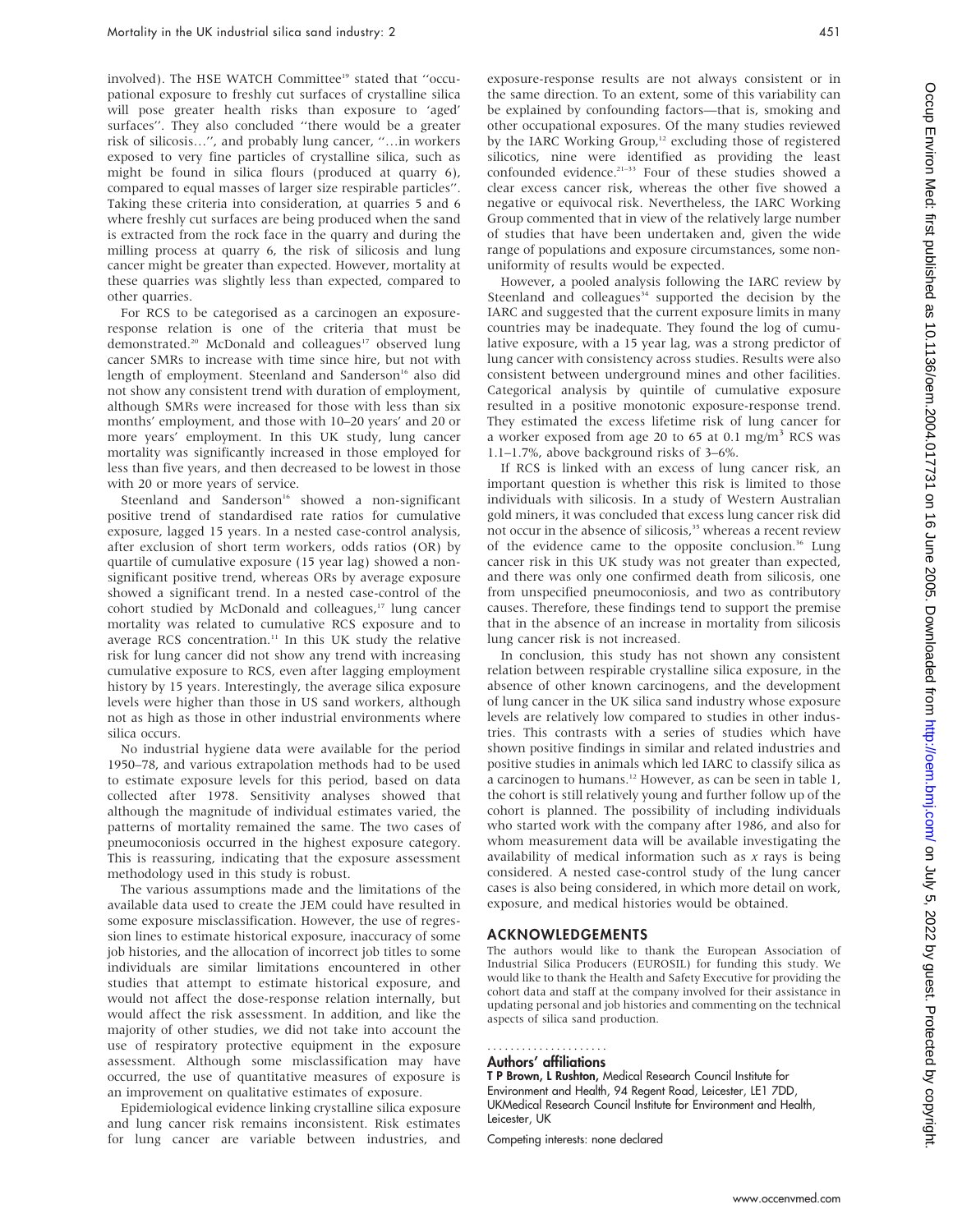involved). The HSE WATCH Committee[19] stated that ''occupational exposure to freshly cut surfaces of crystalline silica will pose greater health risks than exposure to 'aged' surfaces''. They also concluded ''there would be a greater risk of silicosis…'', and probably lung cancer, ''…in workers exposed to very fine particles of crystalline silica, such as might be found in silica flours (produced at quarry 6), compared to equal masses of larger size respirable particles''. Taking these criteria into consideration, at quarries 5 and 6 where freshly cut surfaces are being produced when the sand is extracted from the rock face in the quarry and during the milling process at quarry 6, the risk of silicosis and lung cancer might be greater than expected. However, mortality at these quarries was slightly less than expected, compared to other quarries.

For RCS to be categorised as a carcinogen an exposure-response relation is one of the criteria that must be demonstrated.[20] McDonald and colleagues[17] observed lung cancer SMRs to increase with time since hire, but not with length of employment. Steenland and Sanderson[16] also did not show any consistent trend with duration of employment, although SMRs were increased for those with less than six months' employment, and those with 10–20 years' and 20 or more years' employment. In this UK study, lung cancer mortality was significantly increased in those employed for less than five years, and then decreased to be lowest in those with 20 or more years of service.

Steenland and Sanderson[16] showed a non-significant positive trend of standardised rate ratios for cumulative exposure, lagged 15 years. In a nested case-control analysis, after exclusion of short term workers, odds ratios (OR) by quartile of cumulative exposure (15 year lag) showed a non-significant positive trend, whereas ORs by average exposure showed a significant trend. In a nested case-control of the cohort studied by McDonald and colleagues,[17] lung cancer mortality was related to cumulative RCS exposure and to average RCS concentration.[11] In this UK study the relative risk for lung cancer did not show any trend with increasing cumulative exposure to RCS, even after lagging employment history by 15 years. Interestingly, the average silica exposure levels were higher than those in US sand workers, although not as high as those in other industrial environments where silica occurs.

No industrial hygiene data were available for the period 1950–78, and various extrapolation methods had to be used to estimate exposure levels for this period, based on data collected after 1978. Sensitivity analyses showed that although the magnitude of individual estimates varied, the patterns of mortality remained the same. The two cases of pneumoconiosis occurred in the highest exposure category. This is reassuring, indicating that the exposure assessment methodology used in this study is robust.

The various assumptions made and the limitations of the available data used to create the JEM could have resulted in some exposure misclassification. However, the use of regression lines to estimate historical exposure, inaccuracy of some job histories, and the allocation of incorrect job titles to some individuals are similar limitations encountered in other studies that attempt to estimate historical exposure, and would not affect the dose-response relation internally, but would affect the risk assessment. In addition, and like the majority of other studies, we did not take into account the use of respiratory protective equipment in the exposure assessment. Although some misclassification may have occurred, the use of quantitative measures of exposure is an improvement on qualitative estimates of exposure.

Epidemiological evidence linking crystalline silica exposure and lung cancer risk remains inconsistent. Risk estimates for lung cancer are variable between industries, and exposure-response results are not always consistent or in the same direction. To an extent, some of this variability can be explained by confounding factors—that is, smoking and other occupational exposures. Of the many studies reviewed by the IARC Working Group,[12] excluding those of registered silicotics, nine were identified as providing the least confounded evidence.[21–33] Four of these studies showed a clear excess cancer risk, whereas the other five showed a negative or equivocal risk. Nevertheless, the IARC Working Group commented that in view of the relatively large number of studies that have been undertaken and, given the wide range of populations and exposure circumstances, some non-uniformity of results would be expected.

However, a pooled analysis following the IARC review by Steenland and colleagues[34] supported the decision by the IARC and suggested that the current exposure limits in many countries may be inadequate. They found the log of cumulative exposure, with a 15 year lag, was a strong predictor of lung cancer with consistency across studies. Results were also consistent between underground mines and other facilities. Categorical analysis by quintile of cumulative exposure resulted in a positive monotonic exposure-response trend. They estimated the excess lifetime risk of lung cancer for a worker exposed from age 20 to 65 at 0.1 $mg/m^3$ RCS was 1.1–1.7%, above background risks of 3–6%.

If RCS is linked with an excess of lung cancer risk, an important question is whether this risk is limited to those individuals with silicosis. In a study of Western Australian gold miners, it was concluded that excess lung cancer risk did not occur in the absence of silicosis,[35] whereas a recent review of the evidence came to the opposite conclusion.[36] Lung cancer risk in this UK study was not greater than expected, and there was only one confirmed death from silicosis, one from unspecified pneumoconiosis, and two as contributory causes. Therefore, these findings tend to support the premise that in the absence of an increase in mortality from silicosis lung cancer risk is not increased.

In conclusion, this study has not shown any consistent relation between respirable crystalline silica exposure, in the absence of other known carcinogens, and the development of lung cancer in the UK silica sand industry whose exposure levels are relatively low compared to studies in other industries. This contrasts with a series of studies which have shown positive findings in similar and related industries and positive studies in animals which led IARC to classify silica as a carcinogen to humans.[12] However, as can be seen in table 1, the cohort is still relatively young and further follow up of the cohort is planned. The possibility of including individuals who started work with the company after 1986, and also for whom measurement data will be available investigating the availability of medical information such as *x* rays is being considered. A nested case-control study of the lung cancer cases is also being considered, in which more detail on work, exposure, and medical histories would be obtained.

## ACKNOWLEDGEMENTS

The authors would like to thank the European Association of Industrial Silica Producers (EUROSIL) for funding this study. We would like to thank the Health and Safety Executive for providing the cohort data and staff at the company involved for their assistance in updating personal and job histories and commenting on the technical aspects of silica sand production.

### Authors' affiliations

**T P Brown, L Rushton,** Medical Research Council Institute for Environment and Health, 94 Regent Road, Leicester, LE1 7DD, UKMedical Research Council Institute for Environment and Health, Leicester, UK

Competing interests: none declared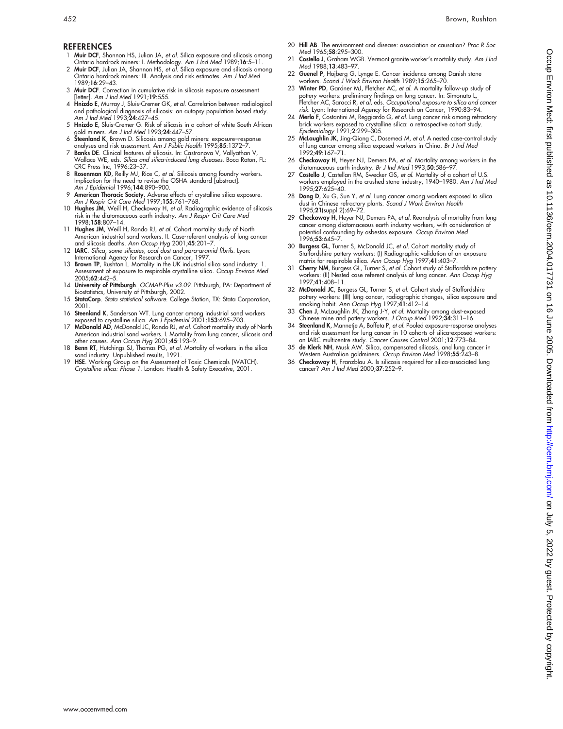## REFERENCES

1. **Muir DCF**, Shannon HS, Julian JA, *et al*. Silica exposure and silicosis among Ontario hardrock miners: I. Methodology. *Am J Ind Med* 1989;**16**:5–11.
2. **Muir DCF**, Julian JA, Shannon HS, *et al*. Silica exposure and silicosis among Ontario hardrock miners: III. Analysis and risk estimates. *Am J Ind Med* 1989;**16**:29–43.
3. **Muir DCF**. Correction in cumulative risk in silicosis exposure assessment [letter]. *Am J Ind Med* 1991;**19**:555.
4. **Hnizdo E**, Murray J, Sluis-Cremer GK, *et al*. Correlation between radiological and pathological diagnosis of silicosis: an autopsy population based study. *Am J Ind Med* 1993;**24**:427–45.
5. **Hnizdo E**, Sluis-Cremer G. Risk of silicosis in a cohort of white South African gold miners. *Am J Ind Med* 1993;**24**:447–57.
6. **Steenland K**, Brown D. Silicosis among gold miners: exposure–response analyses and risk assessment. *Am J Public Health* 1995;**85**:1372–7.
7. **Banks DE**. Clinical features of silicosis. In: Castranova V, Vallyathan V, Wallace WE, eds. *Silica and silica-induced lung diseases*. Boca Raton, FL: CRC Press Inc, 1996:23–37.
8. **Rosenman KD**, Reilly MJ, Rice C, *et al*. Silicosis among foundry workers. Implication for the need to revise the OSHA standard [abstract]. *Am J Epidemiol* 1996;**144**:890–900.
9. **American Thoracic Society**. Adverse effects of crystalline silica exposure. *Am J Respir Crit Care Med* 1997;**155**:761–768.
10. **Hughes JM**, Weill H, Checkoway H, *et al*. Radiographic evidence of silicosis risk in the diatomaceous earth industry. *Am J Respir Crit Care Med* 1998;**158**:807–14.
11. **Hughes JM**, Weill H, Rando RJ, *et al*. Cohort mortality study of North American industrial sand workers. II. Case-referent analysis of lung cancer and silicosis deaths. *Ann Occup Hyg* 2001;**45**:201–7.
12. **IARC**. *Silica, some silicates, coal dust and para-aramid fibrils*. Lyon: International Agency for Research on Cancer, 1997.
13. **Brown TP**, Rushton L. Mortality in the UK industrial silica sand industry: 1. Assessment of exposure to respirable crystalline silica. *Occup Environ Med* 2005;**62**:442–5.
14. **University of Pittsburgh**. *OCMAP-Plus v3.09*. Pittsburgh, PA: Department of Biostatistics, University of Pittsburgh, 2002.
15. **StataCorp**. *Stata statistical software*. College Station, TX: Stata Corporation, 2001.
16. **Steenland K**, Sanderson WT. Lung cancer among industrial sand workers exposed to crystalline silica. *Am J Epidemiol* 2001;**153**:695–703.
17. **McDonald AD**, McDonald JC, Rando RJ, *et al*. Cohort mortality study of North American industrial sand workers. I. Mortality from lung cancer, silicosis and other causes. *Ann Occup Hyg* 2001;**45**:193–9.
18. **Benn RT**, Hutchings SJ, Thomas PG, *et al*. Mortality of workers in the silica sand industry. Unpublished results, 1991.
19. **HSE**. Working Group on the Assessment of Toxic Chemicals (WATCH). *Crystalline silica: Phase 1*. London: Health & Safety Executive, 2001.
20. **Hill AB**. The environment and disease: association or causation? *Proc R Soc Med* 1965;**58**:295–300.
21. **Costello J**, Graham WGB. Vermont granite worker's mortality study. *Am J Ind Med* 1988;**13**:483–97.
22. **Guenel P**, Hojberg G, Lynge E. Cancer incidence among Danish stone workers. *Scand J Work Environ Health* 1989;**15**:265–70.
23. **Winter PD**, Gardner MJ, Fletcher AC, *et al*. A mortality follow-up study of pottery workers: preliminary findings on lung cancer. In: Simonato L, Fletcher AC, Saracci R, *et al*, eds. *Occupational exposure to silica and cancer risk*. Lyon: International Agency for Research on Cancer, 1990:83–94.
24. **Merlo F**, Costantini M, Reggiardo G, *et al*. Lung cancer risk among refractory brick workers exposed to crystalline silica: a retrospective cohort study. *Epidemiology* 1991;**2**:299–305.
25. **McLaughlin JK**, Jing-Qiong C, Dosemeci M, *et al*. A nested case-control study of lung cancer among silica exposed workers in China. *Br J Ind Med* 1992;**49**:167–71.
26. **Checkoway H**, Heyer NJ, Demers PA, *et al*. Mortality among workers in the diatomaceous earth industry. *Br J Ind Med* 1993;**50**:586–97.
27. **Costello J**, Castellan RM, Swecker GS, *et al*. Mortality of a cohort of U.S. workers employed in the crushed stone industry, 1940–1980. *Am J Ind Med* 1995;**27**:625–40.
28. **Dong D**, Xu G, Sun Y, *et al*. Lung cancer among workers exposed to silica dust in Chinese refractory plants. *Scand J Work Environ Health* 1995;**21**(suppl 2):69–72.
29. **Checkoway H**, Heyer NJ, Demers PA, *et al*. Reanalysis of mortality from lung cancer among diatomaceous earth industry workers, with consideration of potential confounding by asbestos exposure. *Occup Environ Med* 1996;**53**:645–7.
30. **Burgess GL**, Turner S, McDonald JC, *et al*. Cohort mortality study of Staffordshire pottery workers: (I) Radiographic validation of an exposure matrix for respirable silica. *Ann Occup Hyg* 1997;**41**:403–7.
31. **Cherry NM**, Burgess GL, Turner S, *et al*. Cohort study of Staffordshire pottery workers: (II) Nested case referent analysis of lung cancer. *Ann Occup Hyg* 1997;**41**:408–11.
32. **McDonald JC**, Burgess GL, Turner S, *et al*. Cohort study of Staffordshire pottery workers: (III) lung cancer, radiographic changes, silica exposure and smoking habit. *Ann Occup Hyg* 1997;**41**:412–14.
33. **Chen J**, McLaughlin JK, Zhang J-Y, *et al*. Mortality among dust-exposed Chinese mine and pottery workers. *J Occup Med* 1992;**34**:311–16.
34. **Steenland K**, Mannetje A, Boffeta P, *et al*. Pooled exposure-response analyses and risk assessment for lung cancer in 10 cohorts of silica-exposed workers: an IARC multicentre study. *Cancer Causes Control* 2001;**12**:773–84.
35. **de Klerk NH**, Musk AW. Silica, compensated silicosis, and lung cancer in Western Australian goldminers. *Occup Environ Med* 1998;**55**:243–8.
36. **Checkoway H**, Franzblau A. Is silicosis required for silica-associated lung cancer? *Am J Ind Med* 2000;**37**:252–9.